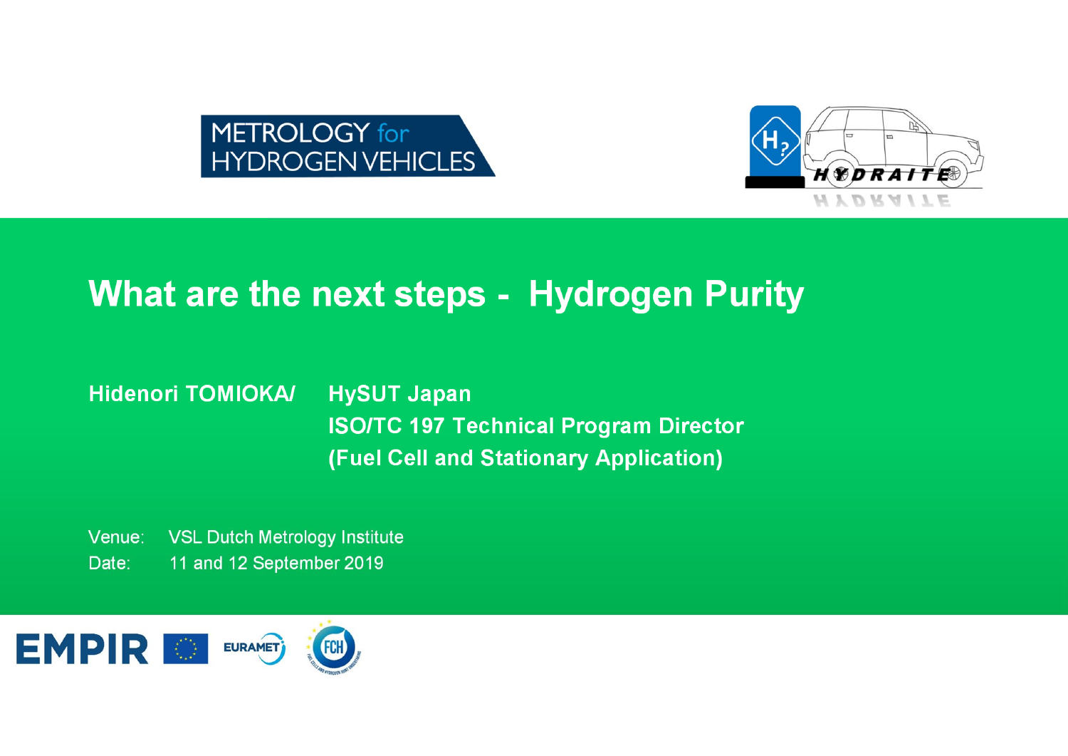METROLOGY for HYDROGEN VEHICLES

# What are the next steps - Hydrogen Purity

**Hidenori TOMIOKA/ HySUT Japan**
**ISO/TC 197 Technical Program Director**
**(Fuel Cell and Stationary Application)**

Venue: VSL Dutch Metrology Institute
Date: 11 and 12 September 2019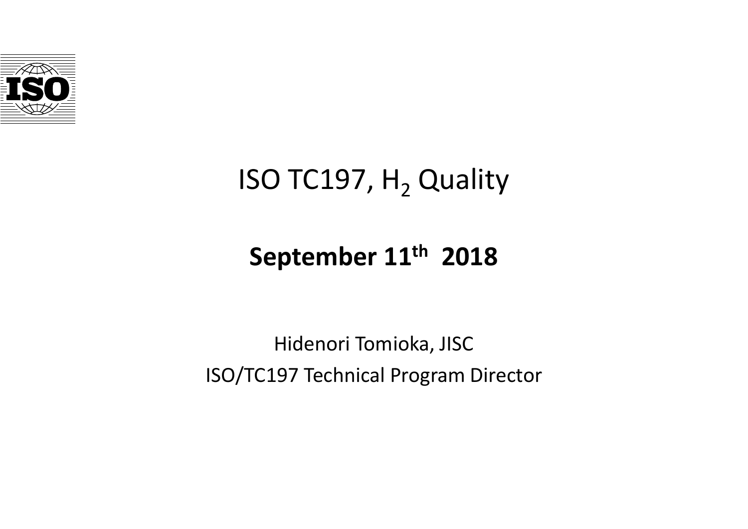# ISO TC197, $H_2$ Quality

**September 11th 2018**

Hidenori Tomioka, JISC

ISO/TC197 Technical Program Director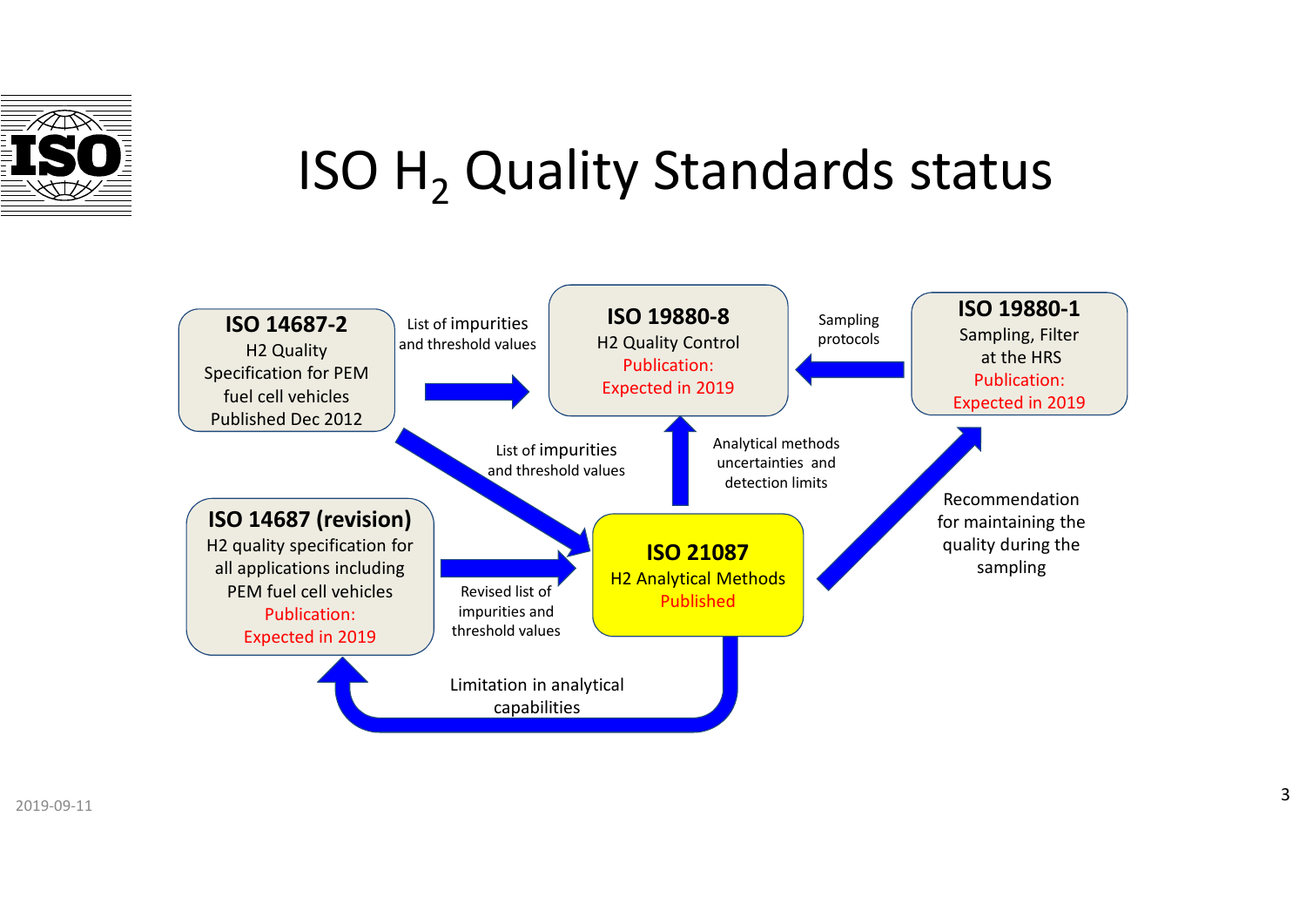# ISO $H_2$ Quality Standards status

**ISO 14687-2**
H2 Quality Specification for PEM fuel cell vehicles
Published Dec 2012

List of impurities and threshold values

**ISO 19880-8**
H2 Quality Control
Publication: Expected in 2019

Sampling protocols

**ISO 19880-1**
Sampling, Filter at the HRS
Publication: Expected in 2019

List of impurities and threshold values

Analytical methods uncertainties and detection limits

Recommendation for maintaining the quality during the sampling

**ISO 14687 (revision)**
H2 quality specification for all applications including PEM fuel cell vehicles
Publication: Expected in 2019

Revised list of impurities and threshold values

**ISO 21087**
H2 Analytical Methods
Published

Limitation in analytical capabilities

2019-09-11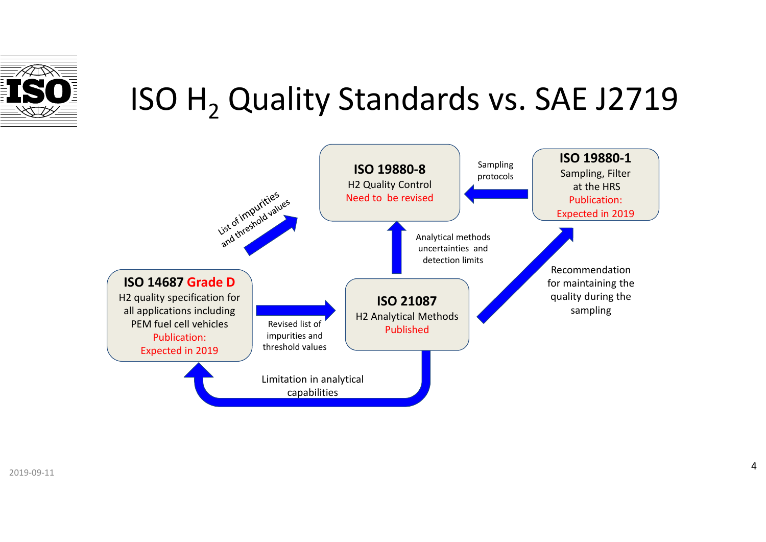# ISO $H_2$ Quality Standards vs. SAE J2719

**ISO 19880-8**
H2 Quality Control
Need to be revised

**ISO 19880-1**
Sampling, Filter at the HRS
Publication: Expected in 2019

**ISO 14687 Grade D**
H2 quality specification for all applications including PEM fuel cell vehicles
Publication: Expected in 2019

**ISO 21087**
H2 Analytical Methods
Published

- ISO 19880-1 → ISO 19880-8: Sampling protocols
- ISO 14687 → ISO 19880-8: List of impurities and threshold values
- ISO 21087 → ISO 19880-8: Analytical methods uncertainties and detection limits
- ISO 14687 → ISO 21087: Revised list of impurities and threshold values
- ISO 21087 → ISO 19880-1: Recommendation for maintaining the quality during the sampling
- ISO 21087 → ISO 14687: Limitation in analytical capabilities

2019-09-11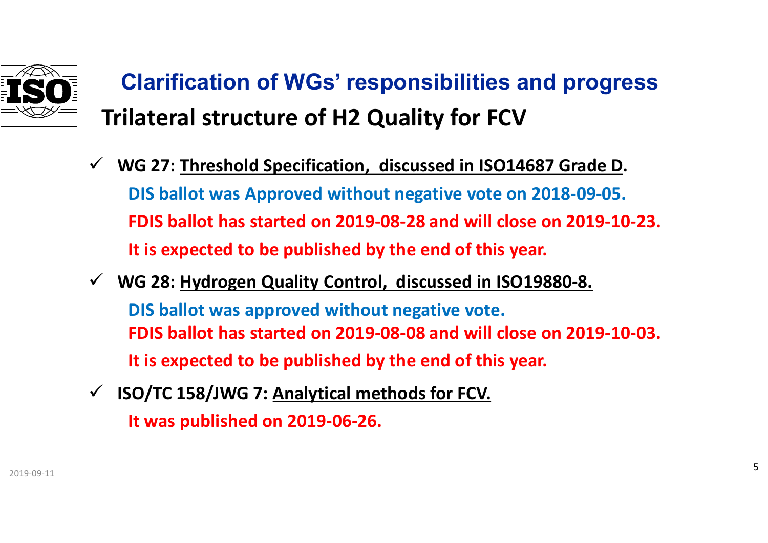# Clarification of WGs' responsibilities and progress

## Trilateral structure of H2 Quality for FCV

- **WG 27: Threshold Specification, discussed in ISO14687 Grade D.**

  **DIS ballot was Approved without negative vote on 2018-09-05.**

  **FDIS ballot has started on 2019-08-28 and will close on 2019-10-23.**

  **It is expected to be published by the end of this year.**

- **WG 28: Hydrogen Quality Control, discussed in ISO19880-8.**

  **DIS ballot was approved without negative vote.**

  **FDIS ballot has started on 2019-08-08 and will close on 2019-10-03.**

  **It is expected to be published by the end of this year.**

- **ISO/TC 158/JWG 7: Analytical methods for FCV.**

  **It was published on 2019-06-26.**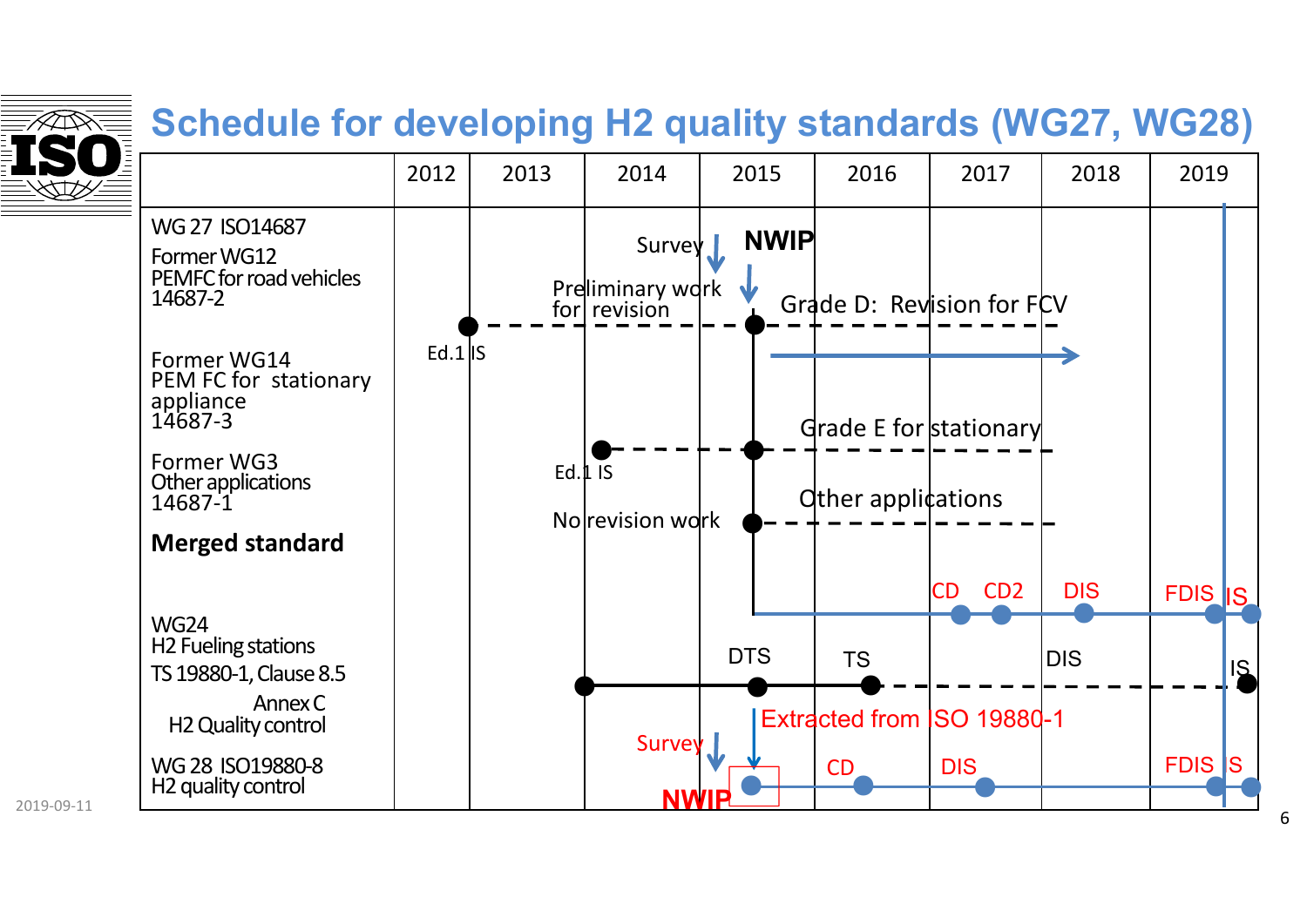# Schedule for developing H2 quality standards (WG27, WG28)

| | 2012 | 2013 | 2014 | 2015 | 2016 | 2017 | 2018 | 2019 |
|---|---|---|---|---|---|---|---|---|
| WG 27 ISO14687<br>Former WG12<br>PEMFC for road vehicles<br>14687-2 | Ed.1 IS | | Survey / Preliminary work for revision | NWIP | Grade D: Revision for FCV | | | |
| Former WG14<br>PEM FC for stationary appliance<br>14687-3 | | | Ed.1 IS | | Grade E for stationary | | | |
| Former WG3<br>Other applications<br>14687-1 | | | No revision work | | Other applications | | | |
| **Merged standard** | | | | | | CD, CD2 | DIS | FDIS, IS |
| WG24<br>H2 Fueling stations<br>TS 19880-1, Clause 8.5<br>Annex C<br>H2 Quality control | | | | DTS | TS | Extracted from ISO 19880-1 | DIS | IS |
| WG 28 ISO19880-8<br>H2 quality control | | | Survey | NWIP | CD | DIS | | FDIS, IS |

2019-09-11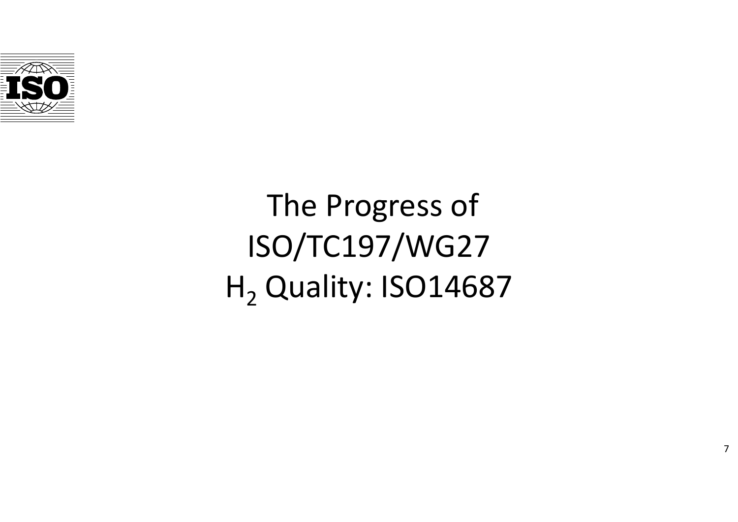# The Progress of ISO/TC197/WG27 $H_2$ Quality: ISO14687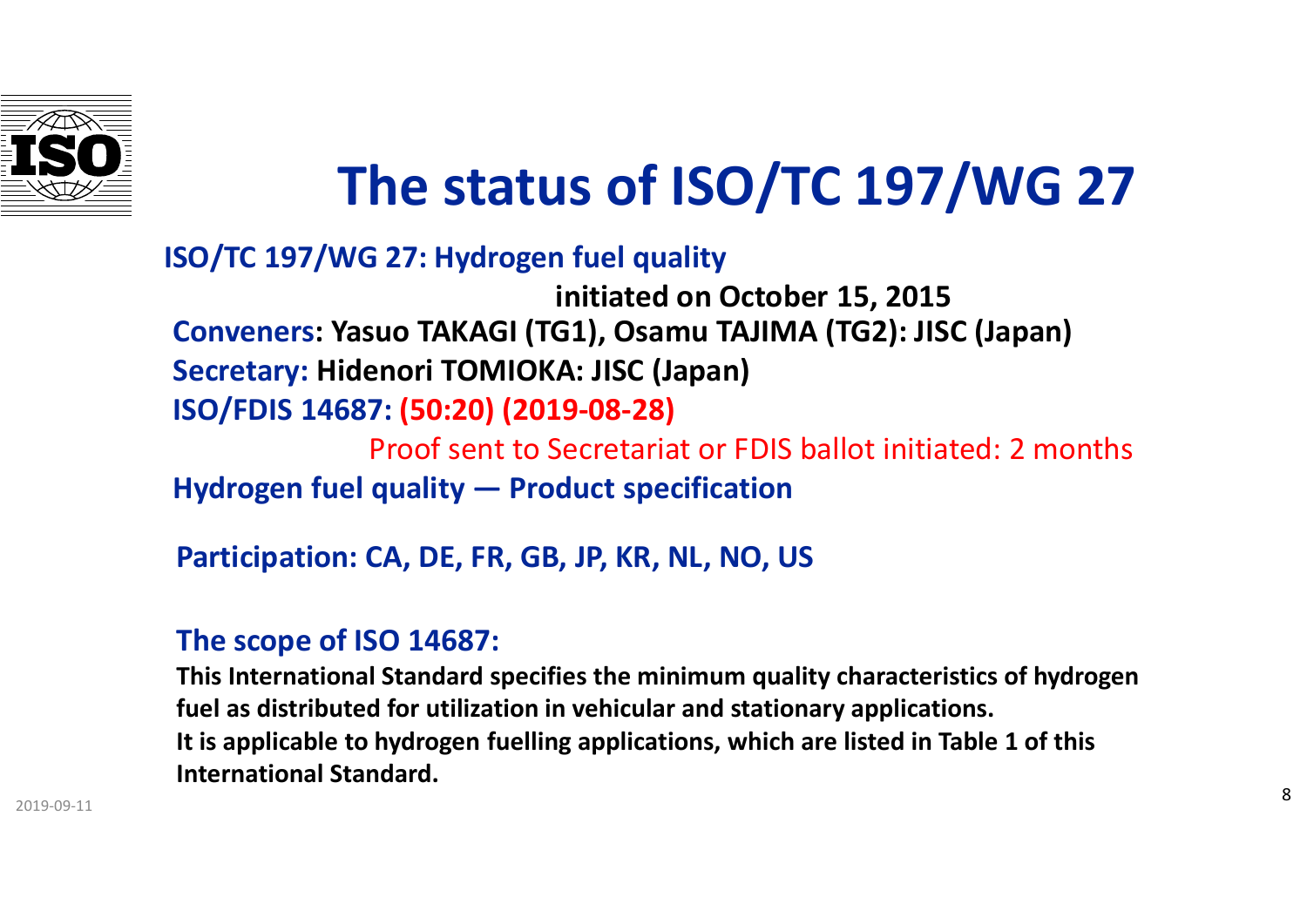# The status of ISO/TC 197/WG 27

**ISO/TC 197/WG 27: Hydrogen fuel quality**

**initiated on October 15, 2015**

**Conveners: Yasuo TAKAGI (TG1), Osamu TAJIMA (TG2): JISC (Japan)**

**Secretary: Hidenori TOMIOKA: JISC (Japan)**

**ISO/FDIS 14687: (50:20) (2019-08-28)**

Proof sent to Secretariat or FDIS ballot initiated: 2 months

**Hydrogen fuel quality — Product specification**

**Participation: CA, DE, FR, GB, JP, KR, NL, NO, US**

**The scope of ISO 14687:**

**This International Standard specifies the minimum quality characteristics of hydrogen fuel as distributed for utilization in vehicular and stationary applications.**
**It is applicable to hydrogen fuelling applications, which are listed in Table 1 of this International Standard.**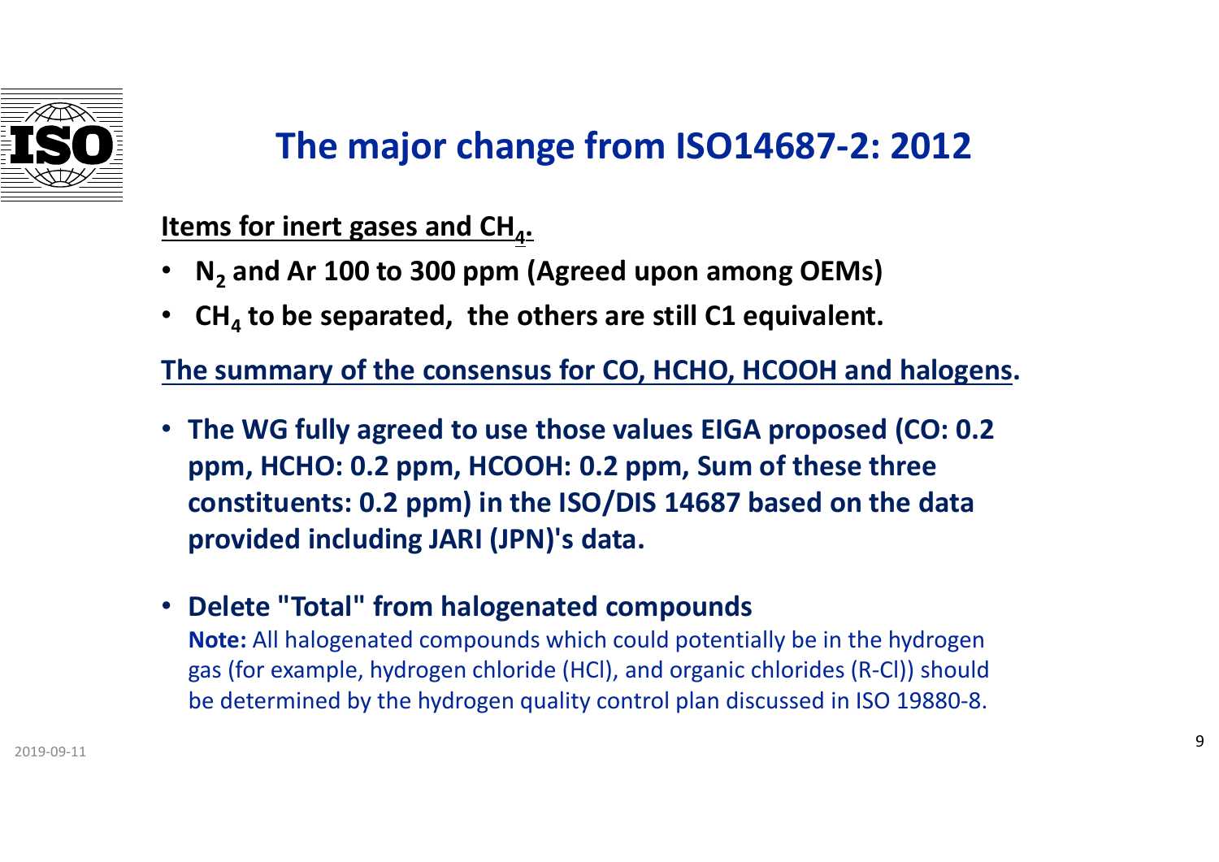# The major change from ISO14687-2: 2012

**Items for inert gases and $CH_4$.**

- **$N_2$ and Ar 100 to 300 ppm (Agreed upon among OEMs)**
- **$CH_4$ to be separated, the others are still C1 equivalent.**

**The summary of the consensus for CO, HCHO, HCOOH and halogens.**

- **The WG fully agreed to use those values EIGA proposed (CO: 0.2 ppm, HCHO: 0.2 ppm, HCOOH: 0.2 ppm, Sum of these three constituents: 0.2 ppm) in the ISO/DIS 14687 based on the data provided including JARI (JPN)'s data.**
- **Delete "Total" from halogenated compounds**
  **Note:** All halogenated compounds which could potentially be in the hydrogen gas (for example, hydrogen chloride (HCl), and organic chlorides (R-Cl)) should be determined by the hydrogen quality control plan discussed in ISO 19880-8.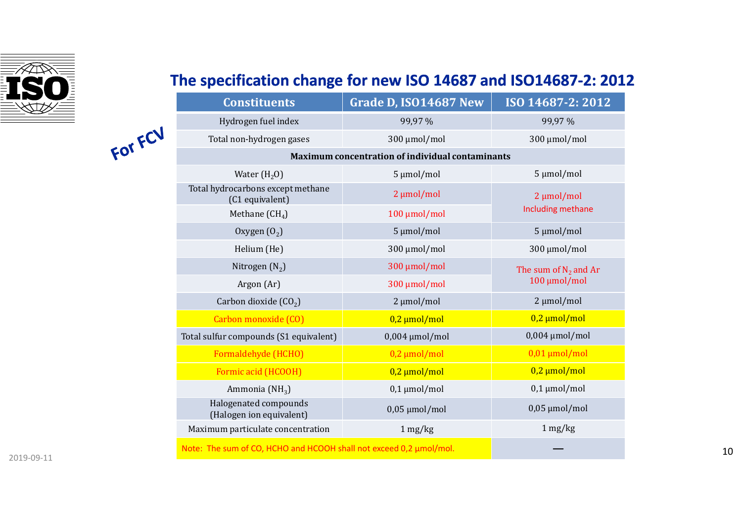## The specification change for new ISO 14687 and ISO14687-2: 2012

For FCV

| Constituents | Grade D, ISO14687 New | ISO 14687-2: 2012 |
|---|---|---|
| Hydrogen fuel index | 99,97 % | 99,97 % |
| Total non-hydrogen gases | 300 µmol/mol | 300 µmol/mol |
| **Maximum concentration of individual contaminants** | | |
| Water ($H_2O$) | 5 µmol/mol | 5 µmol/mol |
| Total hydrocarbons except methane (C1 equivalent) | 2 µmol/mol | 2 µmol/mol Including methane |
| Methane ($CH_4$) | 100 µmol/mol | |
| Oxygen ($O_2$) | 5 µmol/mol | 5 µmol/mol |
| Helium (He) | 300 µmol/mol | 300 µmol/mol |
| Nitrogen ($N_2$) | 300 µmol/mol | The sum of $N_2$ and Ar 100 µmol/mol |
| Argon (Ar) | 300 µmol/mol | |
| Carbon dioxide ($CO_2$) | 2 µmol/mol | 2 µmol/mol |
| Carbon monoxide (CO) | 0,2 µmol/mol | 0,2 µmol/mol |
| Total sulfur compounds (S1 equivalent) | 0,004 µmol/mol | 0,004 µmol/mol |
| Formaldehyde (HCHO) | 0,2 µmol/mol | 0,01 µmol/mol |
| Formic acid (HCOOH) | 0,2 µmol/mol | 0,2 µmol/mol |
| Ammonia ($NH_3$) | 0,1 µmol/mol | 0,1 µmol/mol |
| Halogenated compounds (Halogen ion equivalent) | 0,05 µmol/mol | 0,05 µmol/mol |
| Maximum particulate concentration | 1 mg/kg | 1 mg/kg |
| Note: The sum of CO, HCHO and HCOOH shall not exceed 0,2 µmol/mol. | | — |

2019-09-11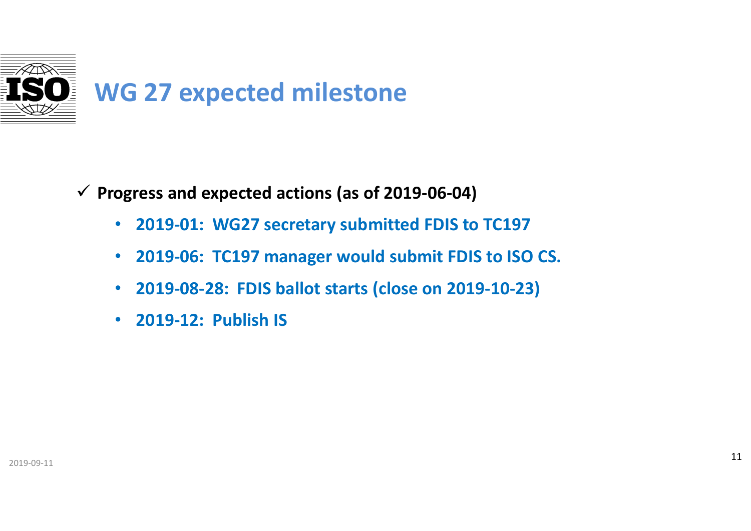# WG 27 expected milestone

- **Progress and expected actions (as of 2019-06-04)**
  - **2019-01: WG27 secretary submitted FDIS to TC197**
  - **2019-06: TC197 manager would submit FDIS to ISO CS.**
  - **2019-08-28: FDIS ballot starts (close on 2019-10-23)**
  - **2019-12: Publish IS**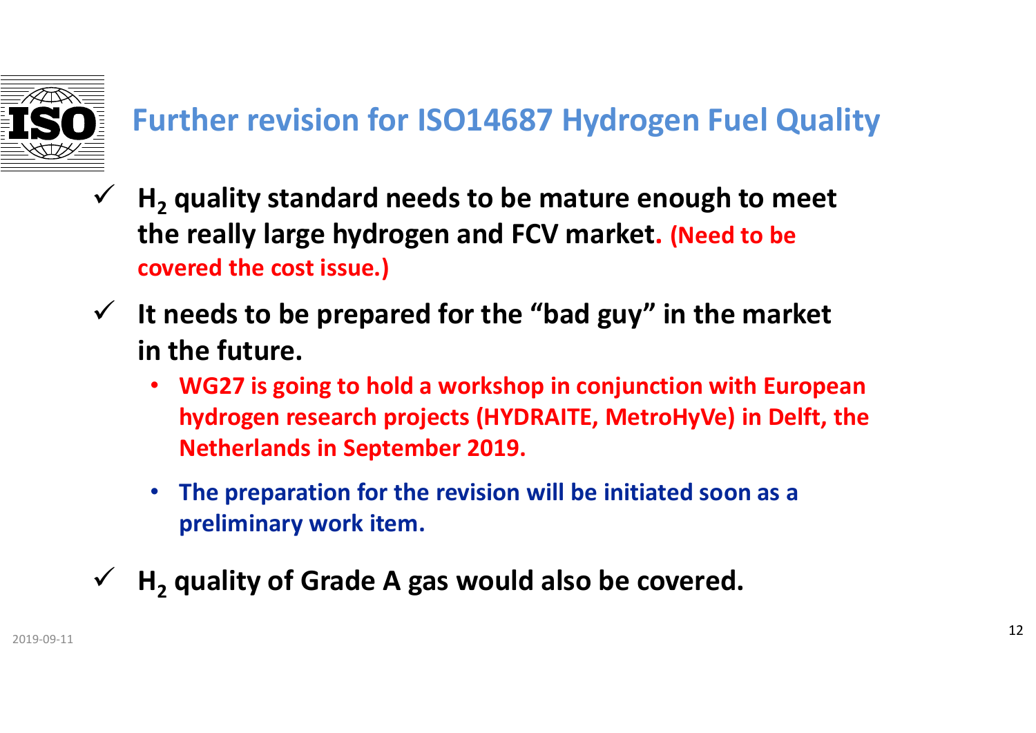# Further revision for ISO14687 Hydrogen Fuel Quality

- ✓ **$H_2$ quality standard needs to be mature enough to meet the really large hydrogen and FCV market. (Need to be covered the cost issue.)**
- ✓ **It needs to be prepared for the "bad guy" in the market in the future.**
  - **WG27 is going to hold a workshop in conjunction with European hydrogen research projects (HYDRAITE, MetroHyVe) in Delft, the Netherlands in September 2019.**
  - **The preparation for the revision will be initiated soon as a preliminary work item.**
- ✓ **$H_2$ quality of Grade A gas would also be covered.**

2019-09-11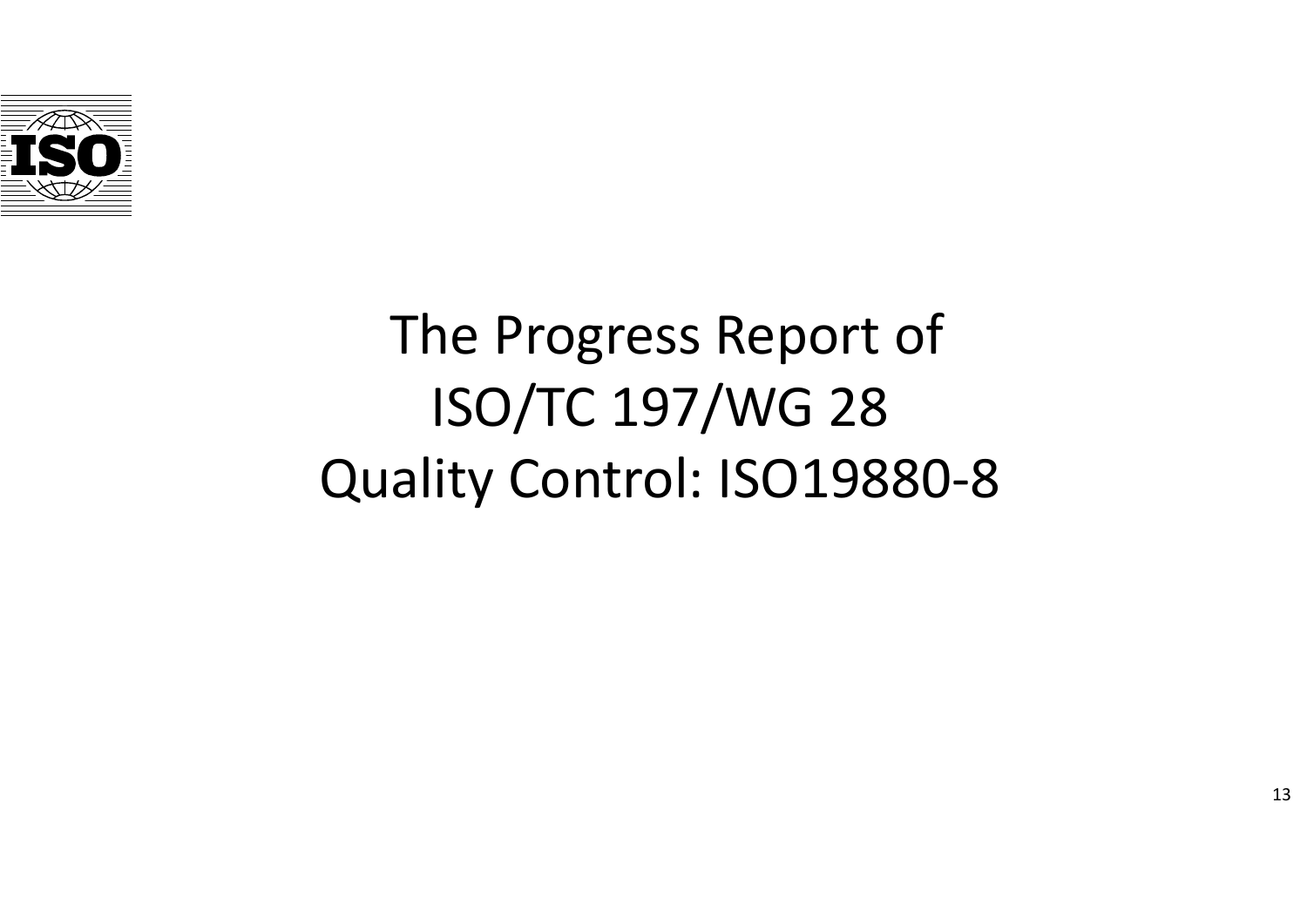# The Progress Report of ISO/TC 197/WG 28 Quality Control: ISO19880-8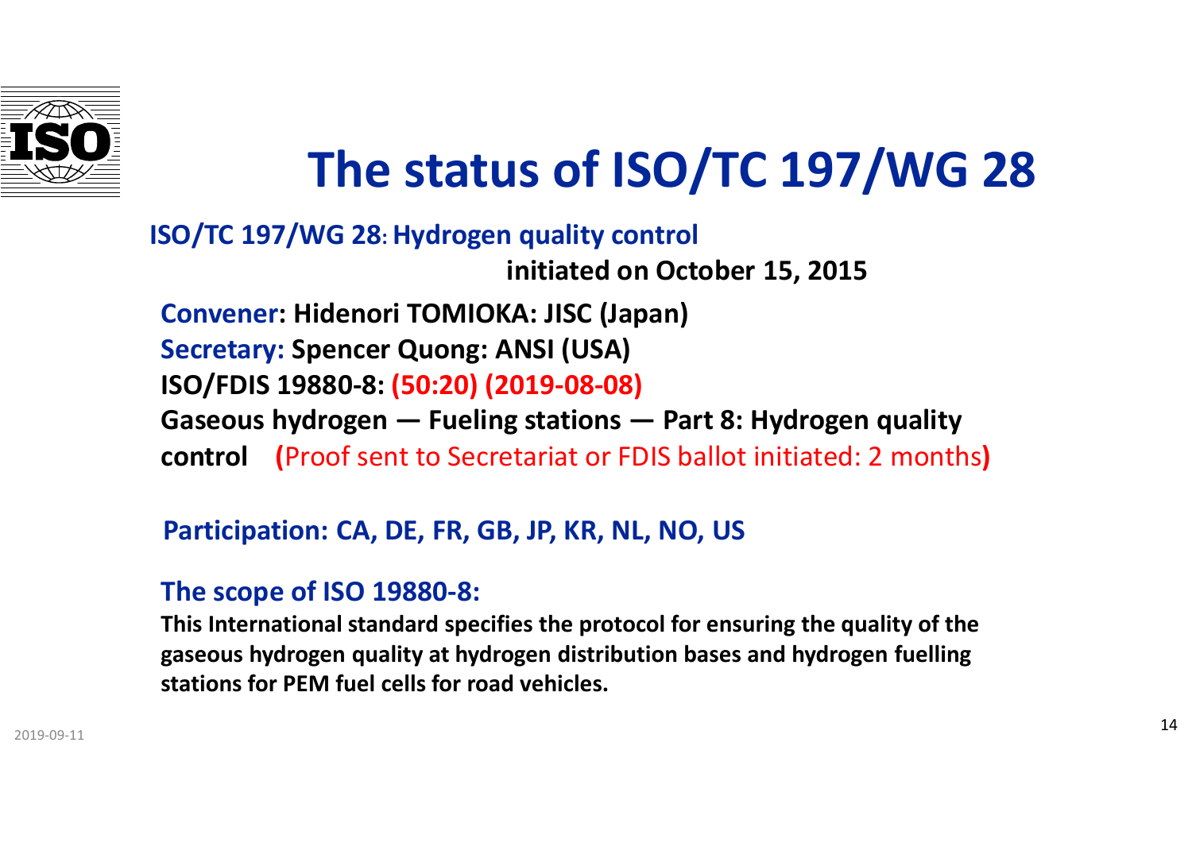# The status of ISO/TC 197/WG 28

**ISO/TC 197/WG 28: Hydrogen quality control**

**initiated on October 15, 2015**

**Convener: Hidenori TOMIOKA: JISC (Japan)**
**Secretary: Spencer Quong: ANSI (USA)**
**ISO/FDIS 19880-8: (50:20) (2019-08-08)**
**Gaseous hydrogen — Fueling stations — Part 8: Hydrogen quality control** (Proof sent to Secretariat or FDIS ballot initiated: 2 months)

**Participation: CA, DE, FR, GB, JP, KR, NL, NO, US**

**The scope of ISO 19880-8:**

**This International standard specifies the protocol for ensuring the quality of the gaseous hydrogen quality at hydrogen distribution bases and hydrogen fuelling stations for PEM fuel cells for road vehicles.**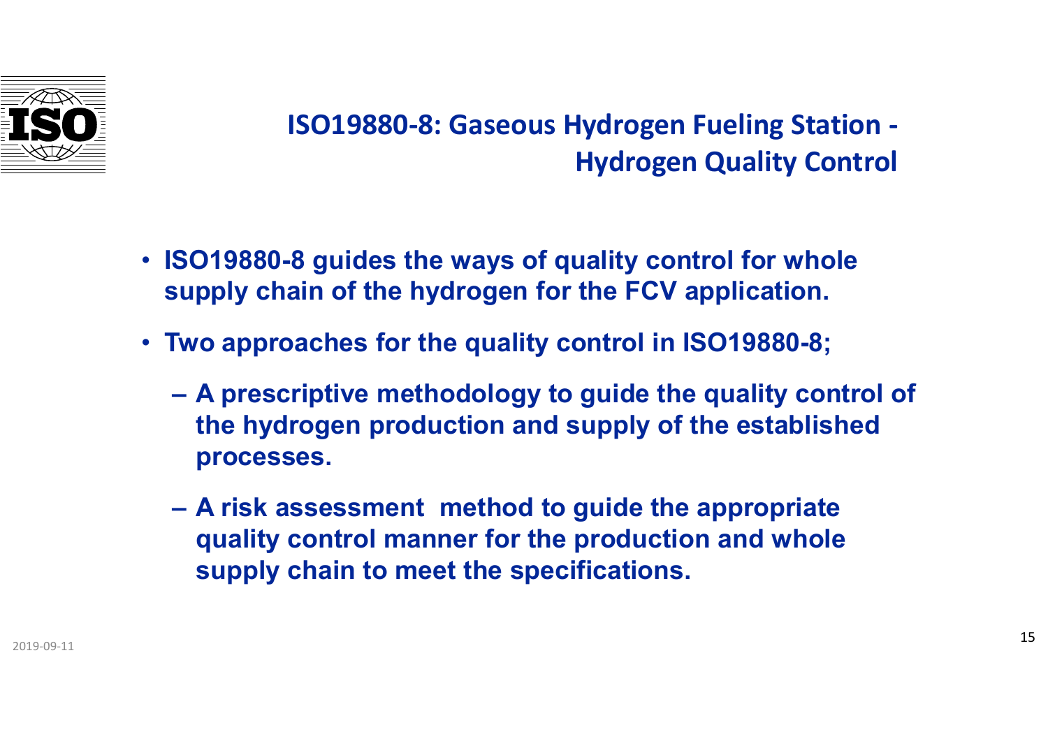## ISO19880-8: Gaseous Hydrogen Fueling Station - Hydrogen Quality Control

- **ISO19880-8 guides the ways of quality control for whole supply chain of the hydrogen for the FCV application.**
- **Two approaches for the quality control in ISO19880-8;**
  - **A prescriptive methodology to guide the quality control of the hydrogen production and supply of the established processes.**
  - **A risk assessment method to guide the appropriate quality control manner for the production and whole supply chain to meet the specifications.**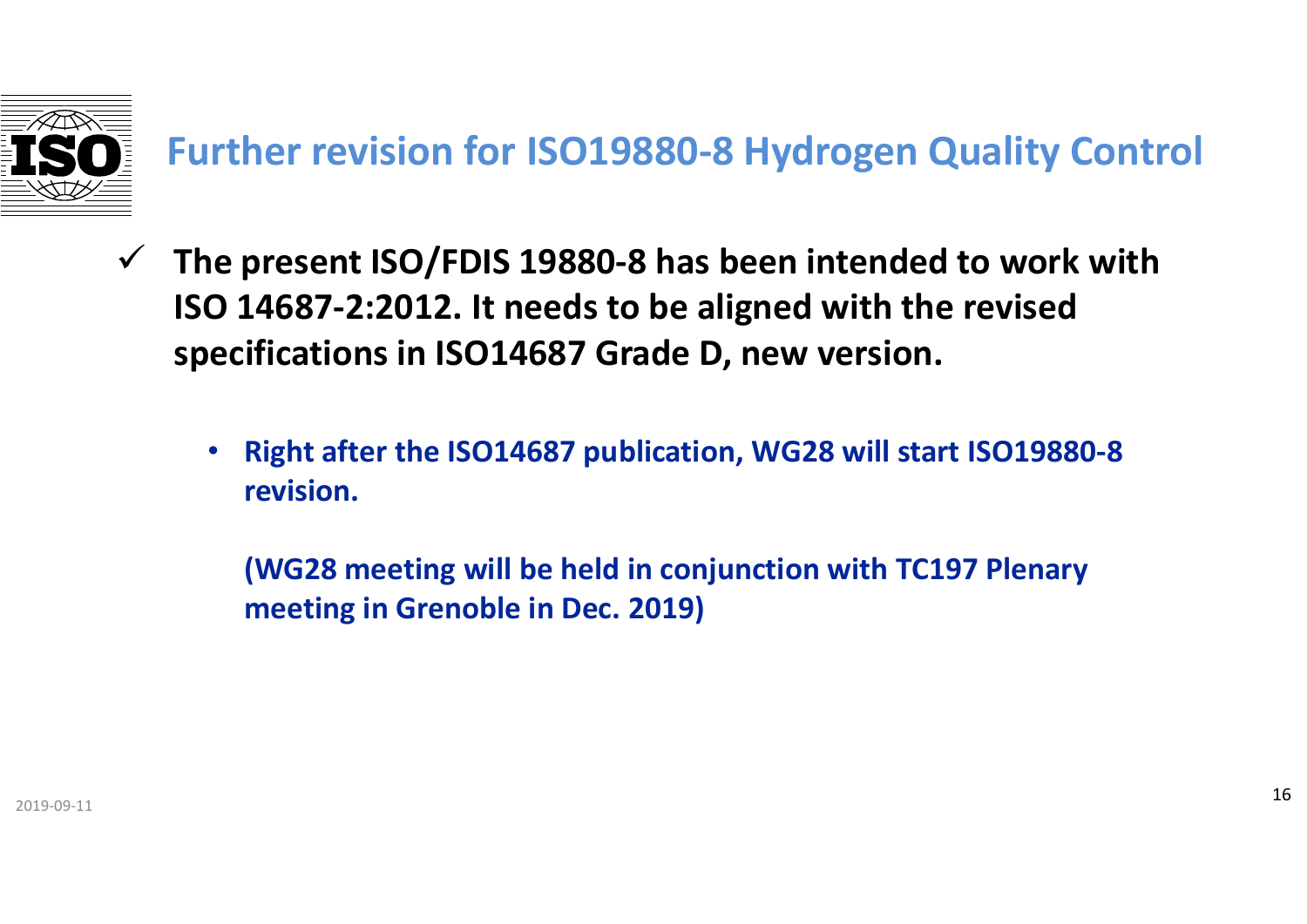# Further revision for ISO19880-8 Hydrogen Quality Control

- ✓ **The present ISO/FDIS 19880-8 has been intended to work with ISO 14687-2:2012. It needs to be aligned with the revised specifications in ISO14687 Grade D, new version.**

  - **Right after the ISO14687 publication, WG28 will start ISO19880-8 revision.**

    **(WG28 meeting will be held in conjunction with TC197 Plenary meeting in Grenoble in Dec. 2019)**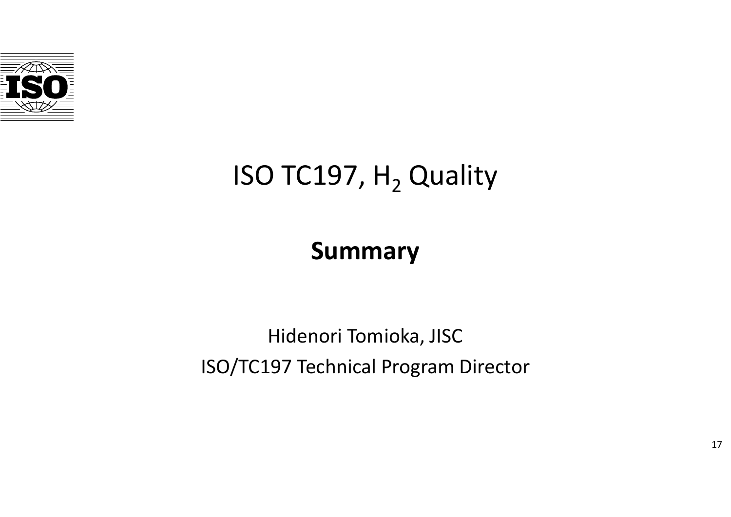# ISO TC197, $H_2$ Quality

## **Summary**

Hidenori Tomioka, JISC

ISO/TC197 Technical Program Director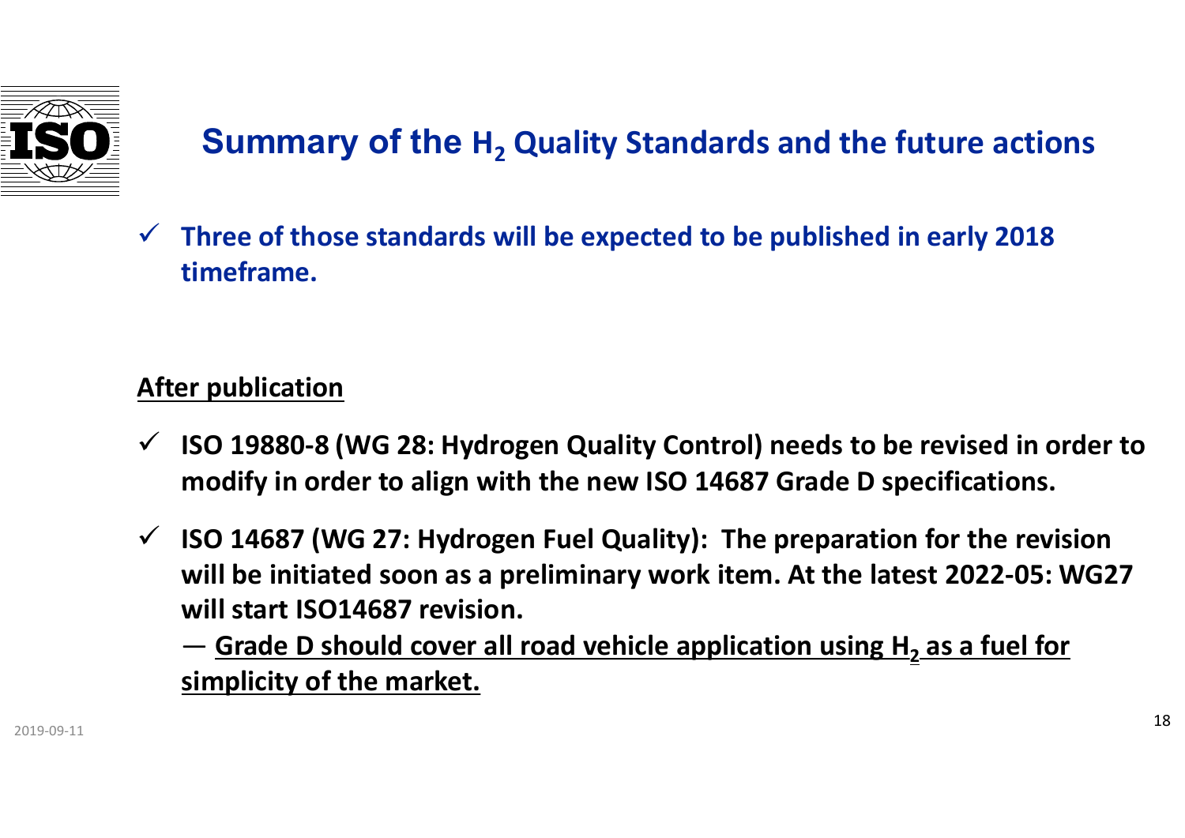# Summary of the $H_2$ Quality Standards and the future actions

- ✓ **Three of those standards will be expected to be published in early 2018 timeframe.**

**After publication**

- ✓ **ISO 19880-8 (WG 28: Hydrogen Quality Control) needs to be revised in order to modify in order to align with the new ISO 14687 Grade D specifications.**
- ✓ **ISO 14687 (WG 27: Hydrogen Fuel Quality): The preparation for the revision will be initiated soon as a preliminary work item. At the latest 2022-05: WG27 will start ISO14687 revision.**

  — **Grade D should cover all road vehicle application using $H_2$ as a fuel for simplicity of the market.**

2019-09-11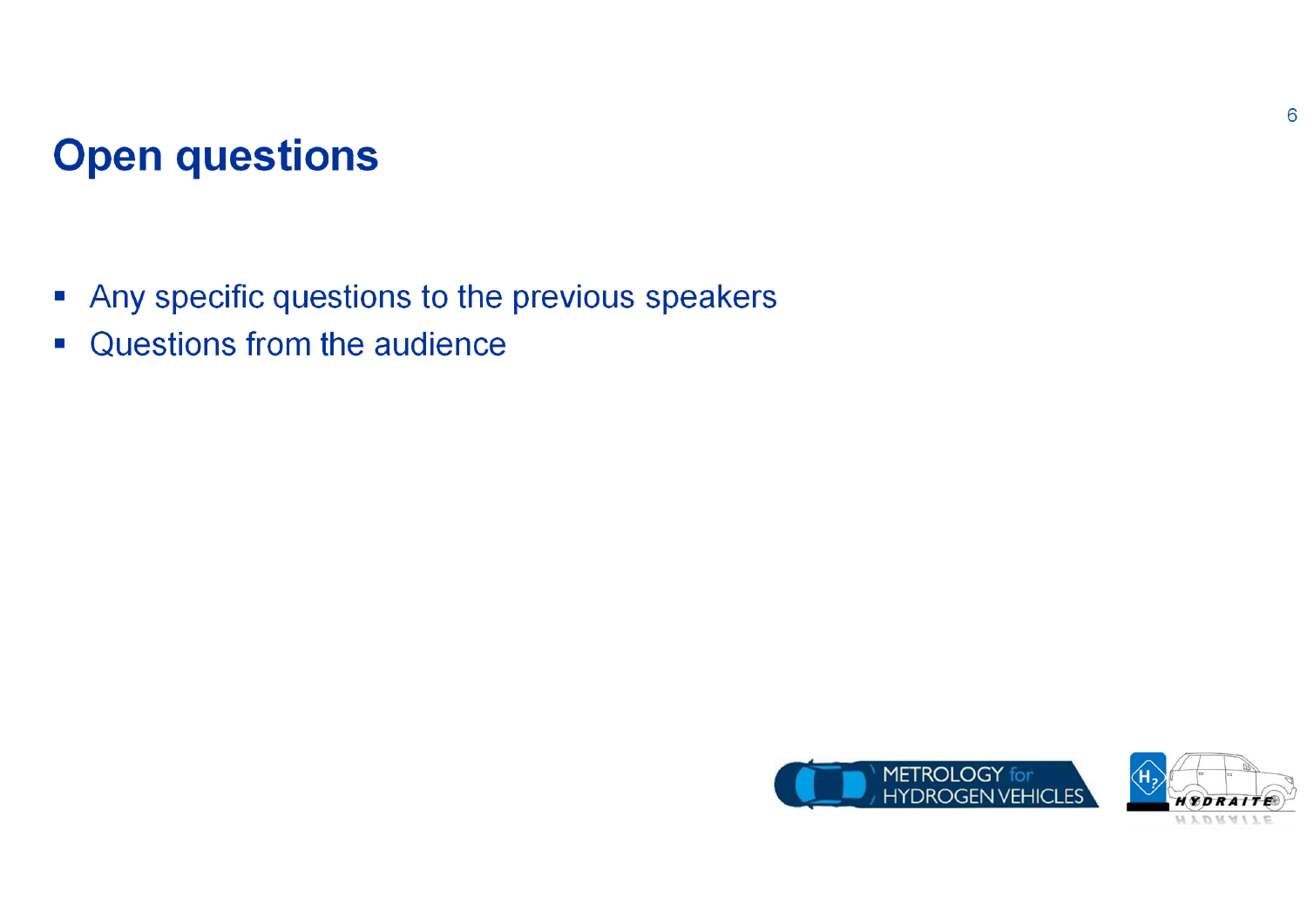# Open questions

- Any specific questions to the previous speakers
- Questions from the audience